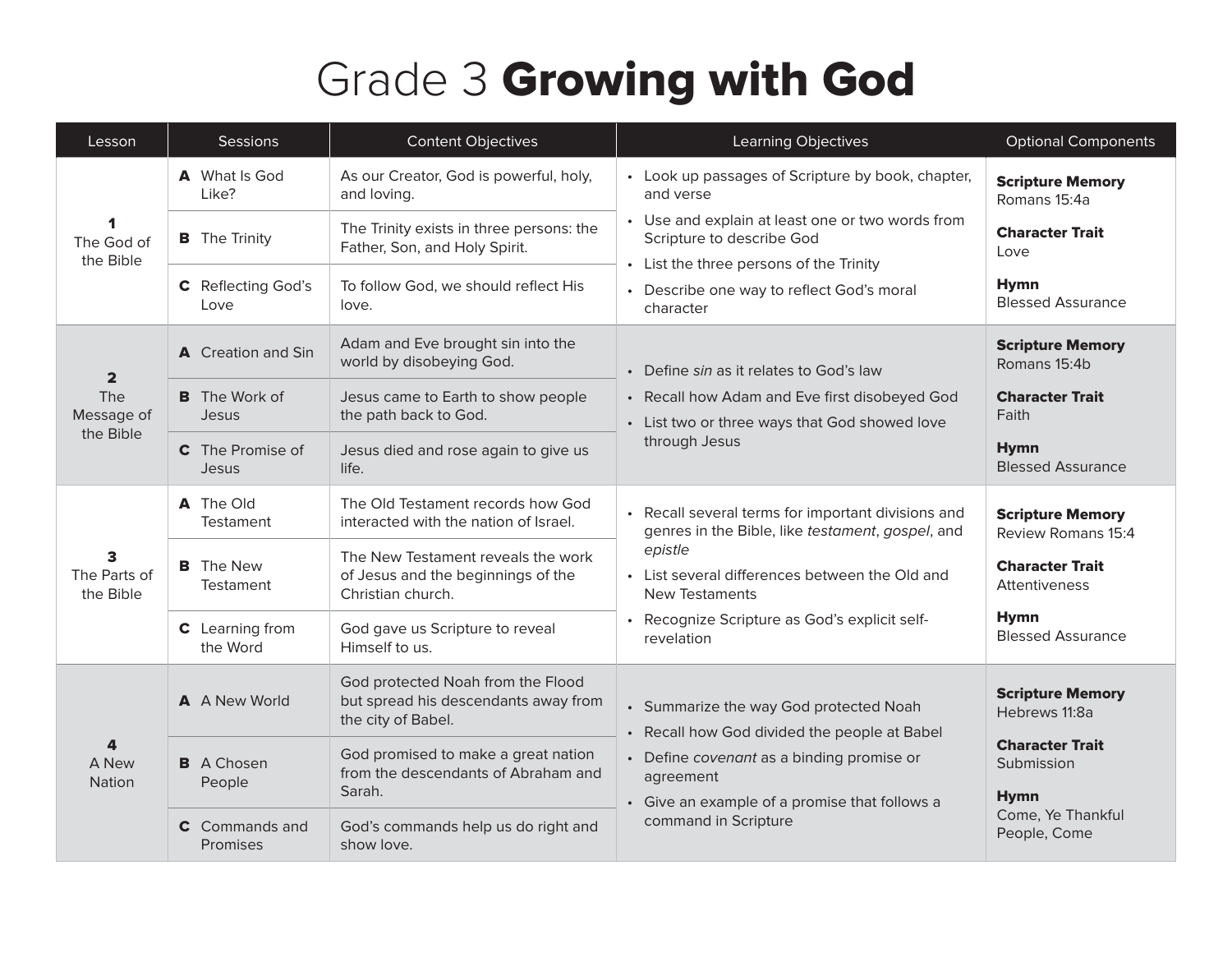# Grade 3 **Growing with God**

| Lesson | Sessions | Content Objectives | Learning Objectives | Optional Components |
|---|---|---|---|---|
| **1** The God of the Bible | **A** What Is God Like? | As our Creator, God is powerful, holy, and loving. | • Look up passages of Scripture by book, chapter, and verse<br>• Use and explain at least one or two words from Scripture to describe God<br>• List the three persons of the Trinity<br>• Describe one way to reflect God's moral character | **Scripture Memory**<br>Romans 15:4a<br><br>**Character Trait**<br>Love<br><br>**Hymn**<br>Blessed Assurance |
| | **B** The Trinity | The Trinity exists in three persons: the Father, Son, and Holy Spirit. | | |
| | **C** Reflecting God's Love | To follow God, we should reflect His love. | | |
| **2** The Message of the Bible | **A** Creation and Sin | Adam and Eve brought sin into the world by disobeying God. | • Define *sin* as it relates to God's law<br>• Recall how Adam and Eve first disobeyed God<br>• List two or three ways that God showed love through Jesus | **Scripture Memory**<br>Romans 15:4b<br><br>**Character Trait**<br>Faith<br><br>**Hymn**<br>Blessed Assurance |
| | **B** The Work of Jesus | Jesus came to Earth to show people the path back to God. | | |
| | **C** The Promise of Jesus | Jesus died and rose again to give us life. | | |
| **3** The Parts of the Bible | **A** The Old Testament | The Old Testament records how God interacted with the nation of Israel. | • Recall several terms for important divisions and genres in the Bible, like *testament*, *gospel*, and *epistle*<br>• List several differences between the Old and New Testaments<br>• Recognize Scripture as God's explicit self-revelation | **Scripture Memory**<br>Review Romans 15:4<br><br>**Character Trait**<br>Attentiveness<br><br>**Hymn**<br>Blessed Assurance |
| | **B** The New Testament | The New Testament reveals the work of Jesus and the beginnings of the Christian church. | | |
| | **C** Learning from the Word | God gave us Scripture to reveal Himself to us. | | |
| **4** A New Nation | **A** A New World | God protected Noah from the Flood but spread his descendants away from the city of Babel. | • Summarize the way God protected Noah<br>• Recall how God divided the people at Babel<br>• Define *covenant* as a binding promise or agreement<br>• Give an example of a promise that follows a command in Scripture | **Scripture Memory**<br>Hebrews 11:8a<br><br>**Character Trait**<br>Submission<br><br>**Hymn**<br>Come, Ye Thankful People, Come |
| | **B** A Chosen People | God promised to make a great nation from the descendants of Abraham and Sarah. | | |
| | **C** Commands and Promises | God's commands help us do right and show love. | | |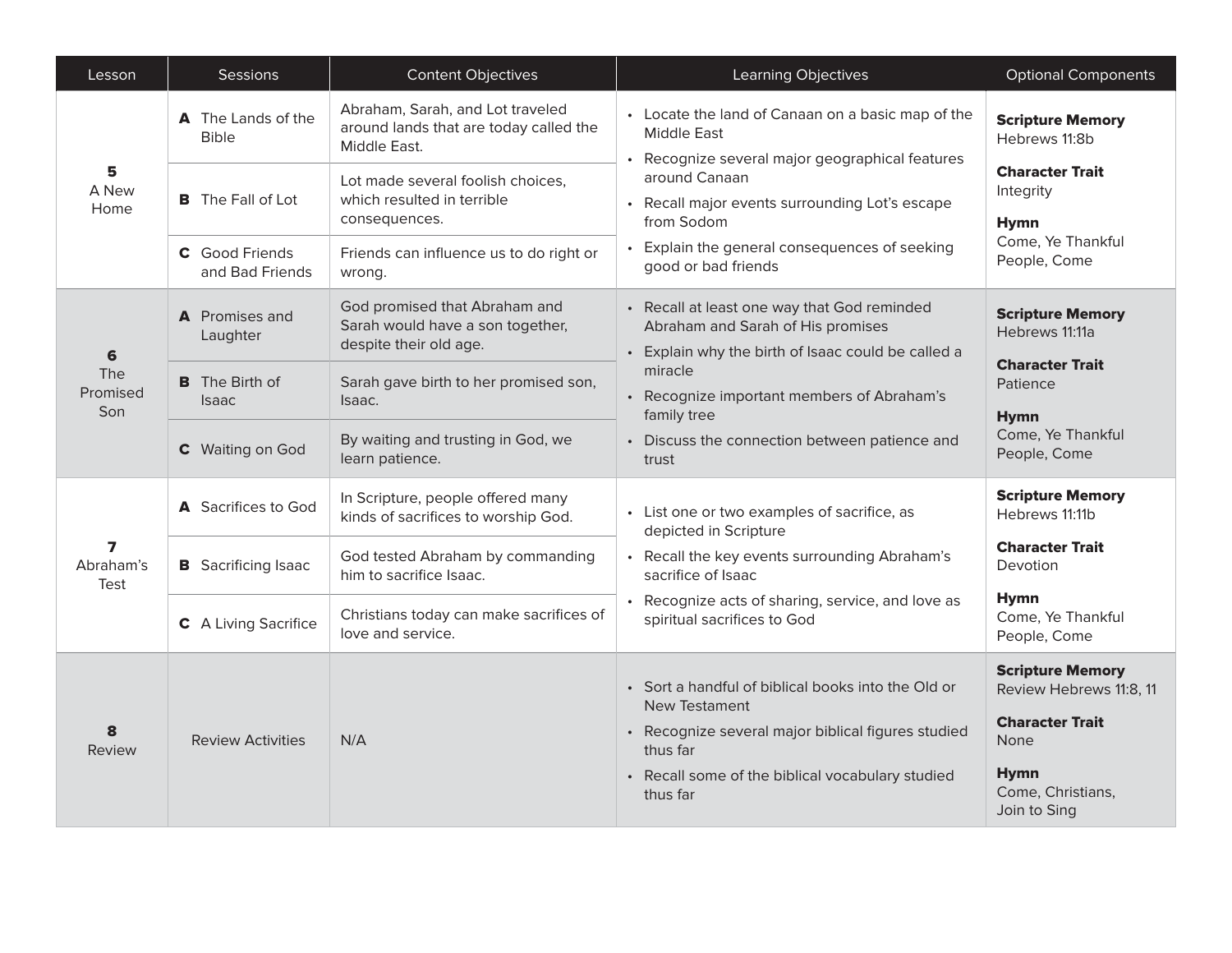| Lesson | Sessions | Content Objectives | Learning Objectives | Optional Components |
|---|---|---|---|---|
| **5** A New Home | **A** The Lands of the Bible | Abraham, Sarah, and Lot traveled around lands that are today called the Middle East. | • Locate the land of Canaan on a basic map of the Middle East<br>• Recognize several major geographical features around Canaan<br>• Recall major events surrounding Lot's escape from Sodom<br>• Explain the general consequences of seeking good or bad friends | **Scripture Memory** Hebrews 11:8b<br>**Character Trait** Integrity<br>**Hymn** Come, Ye Thankful People, Come |
| | **B** The Fall of Lot | Lot made several foolish choices, which resulted in terrible consequences. | | |
| | **C** Good Friends and Bad Friends | Friends can influence us to do right or wrong. | | |
| **6** The Promised Son | **A** Promises and Laughter | God promised that Abraham and Sarah would have a son together, despite their old age. | • Recall at least one way that God reminded Abraham and Sarah of His promises<br>• Explain why the birth of Isaac could be called a miracle<br>• Recognize important members of Abraham's family tree<br>• Discuss the connection between patience and trust | **Scripture Memory** Hebrews 11:11a<br>**Character Trait** Patience<br>**Hymn** Come, Ye Thankful People, Come |
| | **B** The Birth of Isaac | Sarah gave birth to her promised son, Isaac. | | |
| | **C** Waiting on God | By waiting and trusting in God, we learn patience. | | |
| **7** Abraham's Test | **A** Sacrifices to God | In Scripture, people offered many kinds of sacrifices to worship God. | • List one or two examples of sacrifice, as depicted in Scripture<br>• Recall the key events surrounding Abraham's sacrifice of Isaac<br>• Recognize acts of sharing, service, and love as spiritual sacrifices to God | **Scripture Memory** Hebrews 11:11b<br>**Character Trait** Devotion<br>**Hymn** Come, Ye Thankful People, Come |
| | **B** Sacrificing Isaac | God tested Abraham by commanding him to sacrifice Isaac. | | |
| | **C** A Living Sacrifice | Christians today can make sacrifices of love and service. | | |
| **8** Review | Review Activities | N/A | • Sort a handful of biblical books into the Old or New Testament<br>• Recognize several major biblical figures studied thus far<br>• Recall some of the biblical vocabulary studied thus far | **Scripture Memory** Review Hebrews 11:8, 11<br>**Character Trait** None<br>**Hymn** Come, Christians, Join to Sing |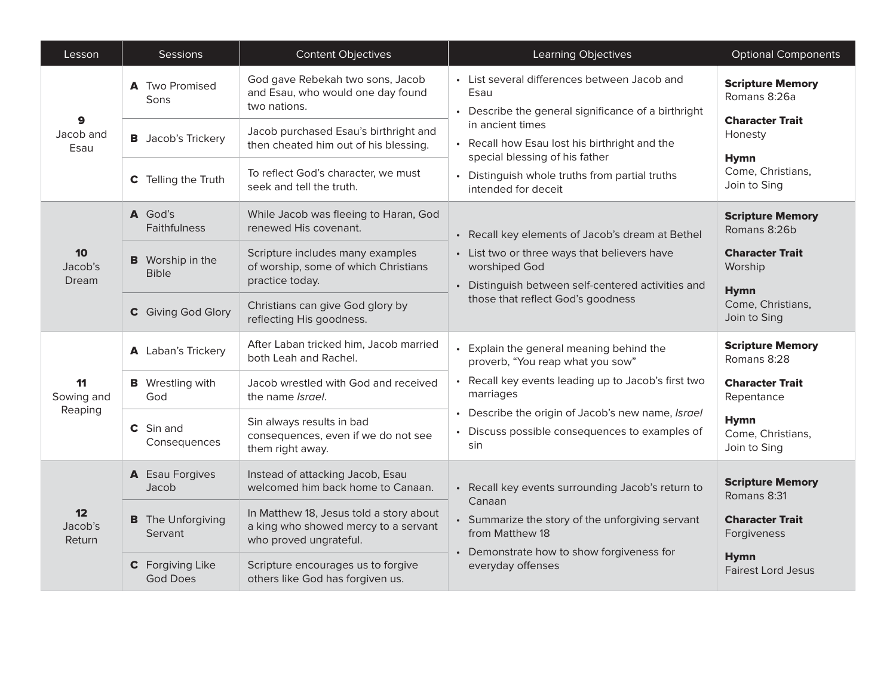| Lesson | Sessions | Content Objectives | Learning Objectives | Optional Components |
|---|---|---|---|---|
| **9** Jacob and Esau | **A** Two Promised Sons | God gave Rebekah two sons, Jacob and Esau, who would one day found two nations. | • List several differences between Jacob and Esau<br>• Describe the general significance of a birthright in ancient times<br>• Recall how Esau lost his birthright and the special blessing of his father<br>• Distinguish whole truths from partial truths intended for deceit | **Scripture Memory** Romans 8:26a<br>**Character Trait** Honesty<br>**Hymn** Come, Christians, Join to Sing |
| | **B** Jacob's Trickery | Jacob purchased Esau's birthright and then cheated him out of his blessing. | | |
| | **C** Telling the Truth | To reflect God's character, we must seek and tell the truth. | | |
| **10** Jacob's Dream | **A** God's Faithfulness | While Jacob was fleeing to Haran, God renewed His covenant. | • Recall key elements of Jacob's dream at Bethel<br>• List two or three ways that believers have worshiped God<br>• Distinguish between self-centered activities and those that reflect God's goodness | **Scripture Memory** Romans 8:26b<br>**Character Trait** Worship<br>**Hymn** Come, Christians, Join to Sing |
| | **B** Worship in the Bible | Scripture includes many examples of worship, some of which Christians practice today. | | |
| | **C** Giving God Glory | Christians can give God glory by reflecting His goodness. | | |
| **11** Sowing and Reaping | **A** Laban's Trickery | After Laban tricked him, Jacob married both Leah and Rachel. | • Explain the general meaning behind the proverb, "You reap what you sow"<br>• Recall key events leading up to Jacob's first two marriages<br>• Describe the origin of Jacob's new name, *Israel*<br>• Discuss possible consequences to examples of sin | **Scripture Memory** Romans 8:28<br>**Character Trait** Repentance<br>**Hymn** Come, Christians, Join to Sing |
| | **B** Wrestling with God | Jacob wrestled with God and received the name *Israel*. | | |
| | **C** Sin and Consequences | Sin always results in bad consequences, even if we do not see them right away. | | |
| **12** Jacob's Return | **A** Esau Forgives Jacob | Instead of attacking Jacob, Esau welcomed him back home to Canaan. | • Recall key events surrounding Jacob's return to Canaan<br>• Summarize the story of the unforgiving servant from Matthew 18<br>• Demonstrate how to show forgiveness for everyday offenses | **Scripture Memory** Romans 8:31<br>**Character Trait** Forgiveness<br>**Hymn** Fairest Lord Jesus |
| | **B** The Unforgiving Servant | In Matthew 18, Jesus told a story about a king who showed mercy to a servant who proved ungrateful. | | |
| | **C** Forgiving Like God Does | Scripture encourages us to forgive others like God has forgiven us. | | |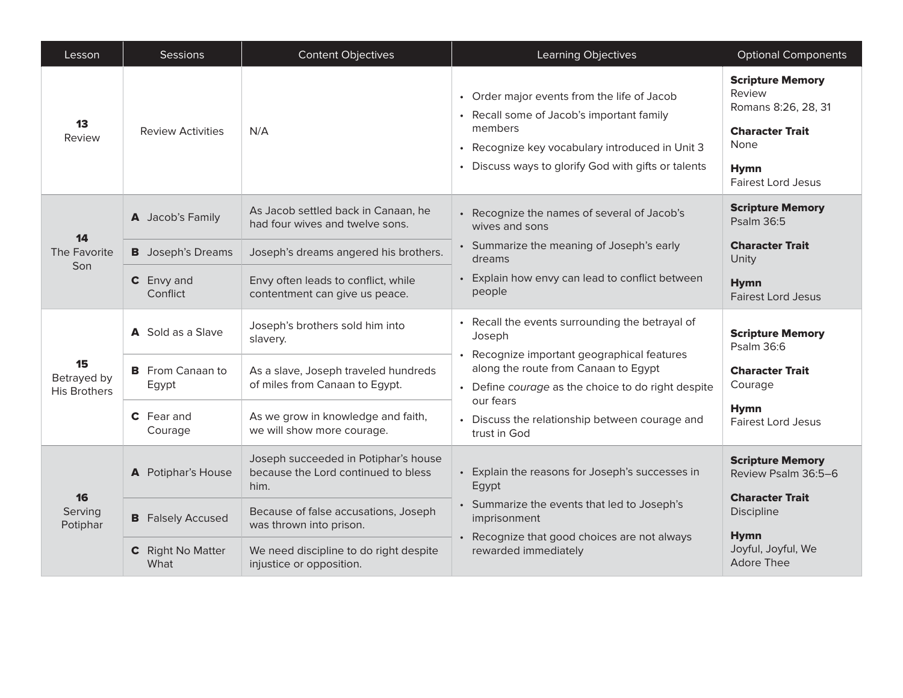| Lesson | Sessions | Content Objectives | Learning Objectives | Optional Components |
|---|---|---|---|---|
| **13** Review | Review Activities | N/A | • Order major events from the life of Jacob<br>• Recall some of Jacob's important family members<br>• Recognize key vocabulary introduced in Unit 3<br>• Discuss ways to glorify God with gifts or talents | **Scripture Memory** Review Romans 8:26, 28, 31<br>**Character Trait** None<br>**Hymn** Fairest Lord Jesus |
| **14** The Favorite Son | **A** Jacob's Family | As Jacob settled back in Canaan, he had four wives and twelve sons. | • Recognize the names of several of Jacob's wives and sons<br>• Summarize the meaning of Joseph's early dreams<br>• Explain how envy can lead to conflict between people | **Scripture Memory** Psalm 36:5<br>**Character Trait** Unity<br>**Hymn** Fairest Lord Jesus |
| | **B** Joseph's Dreams | Joseph's dreams angered his brothers. | | |
| | **C** Envy and Conflict | Envy often leads to conflict, while contentment can give us peace. | | |
| **15** Betrayed by His Brothers | **A** Sold as a Slave | Joseph's brothers sold him into slavery. | • Recall the events surrounding the betrayal of Joseph<br>• Recognize important geographical features along the route from Canaan to Egypt<br>• Define *courage* as the choice to do right despite our fears<br>• Discuss the relationship between courage and trust in God | **Scripture Memory** Psalm 36:6<br>**Character Trait** Courage<br>**Hymn** Fairest Lord Jesus |
| | **B** From Canaan to Egypt | As a slave, Joseph traveled hundreds of miles from Canaan to Egypt. | | |
| | **C** Fear and Courage | As we grow in knowledge and faith, we will show more courage. | | |
| **16** Serving Potiphar | **A** Potiphar's House | Joseph succeeded in Potiphar's house because the Lord continued to bless him. | • Explain the reasons for Joseph's successes in Egypt<br>• Summarize the events that led to Joseph's imprisonment<br>• Recognize that good choices are not always rewarded immediately | **Scripture Memory** Review Psalm 36:5–6<br>**Character Trait** Discipline<br>**Hymn** Joyful, Joyful, We Adore Thee |
| | **B** Falsely Accused | Because of false accusations, Joseph was thrown into prison. | | |
| | **C** Right No Matter What | We need discipline to do right despite injustice or opposition. | | |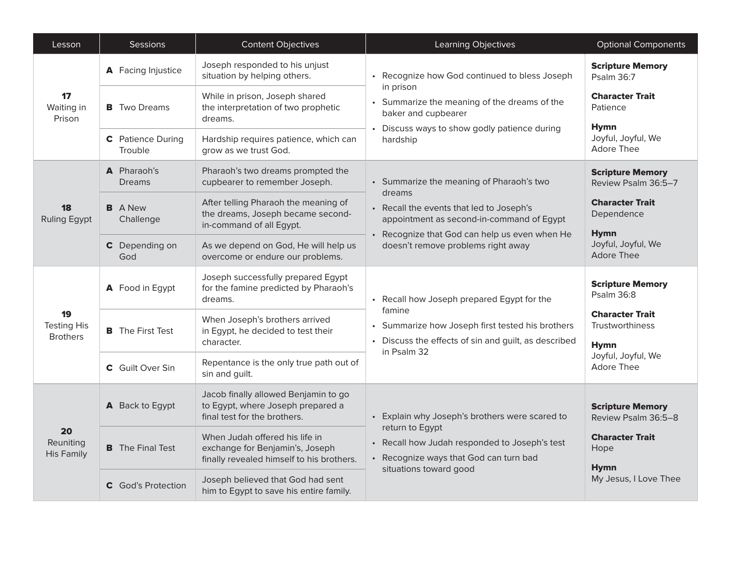| Lesson | Sessions | Content Objectives | Learning Objectives | Optional Components |
|---|---|---|---|---|
| **17** Waiting in Prison | **A** Facing Injustice | Joseph responded to his unjust situation by helping others. | • Recognize how God continued to bless Joseph in prison<br>• Summarize the meaning of the dreams of the baker and cupbearer<br>• Discuss ways to show godly patience during hardship | **Scripture Memory** Psalm 36:7<br>**Character Trait** Patience<br>**Hymn** Joyful, Joyful, We Adore Thee |
| | **B** Two Dreams | While in prison, Joseph shared the interpretation of two prophetic dreams. | | |
| | **C** Patience During Trouble | Hardship requires patience, which can grow as we trust God. | | |
| **18** Ruling Egypt | **A** Pharaoh's Dreams | Pharaoh's two dreams prompted the cupbearer to remember Joseph. | • Summarize the meaning of Pharaoh's two dreams<br>• Recall the events that led to Joseph's appointment as second-in-command of Egypt<br>• Recognize that God can help us even when He doesn't remove problems right away | **Scripture Memory** Review Psalm 36:5–7<br>**Character Trait** Dependence<br>**Hymn** Joyful, Joyful, We Adore Thee |
| | **B** A New Challenge | After telling Pharaoh the meaning of the dreams, Joseph became second-in-command of all Egypt. | | |
| | **C** Depending on God | As we depend on God, He will help us overcome or endure our problems. | | |
| **19** Testing His Brothers | **A** Food in Egypt | Joseph successfully prepared Egypt for the famine predicted by Pharaoh's dreams. | • Recall how Joseph prepared Egypt for the famine<br>• Summarize how Joseph first tested his brothers<br>• Discuss the effects of sin and guilt, as described in Psalm 32 | **Scripture Memory** Psalm 36:8<br>**Character Trait** Trustworthiness<br>**Hymn** Joyful, Joyful, We Adore Thee |
| | **B** The First Test | When Joseph's brothers arrived in Egypt, he decided to test their character. | | |
| | **C** Guilt Over Sin | Repentance is the only true path out of sin and guilt. | | |
| **20** Reuniting His Family | **A** Back to Egypt | Jacob finally allowed Benjamin to go to Egypt, where Joseph prepared a final test for the brothers. | • Explain why Joseph's brothers were scared to return to Egypt<br>• Recall how Judah responded to Joseph's test<br>• Recognize ways that God can turn bad situations toward good | **Scripture Memory** Review Psalm 36:5–8<br>**Character Trait** Hope<br>**Hymn** My Jesus, I Love Thee |
| | **B** The Final Test | When Judah offered his life in exchange for Benjamin's, Joseph finally revealed himself to his brothers. | | |
| | **C** God's Protection | Joseph believed that God had sent him to Egypt to save his entire family. | | |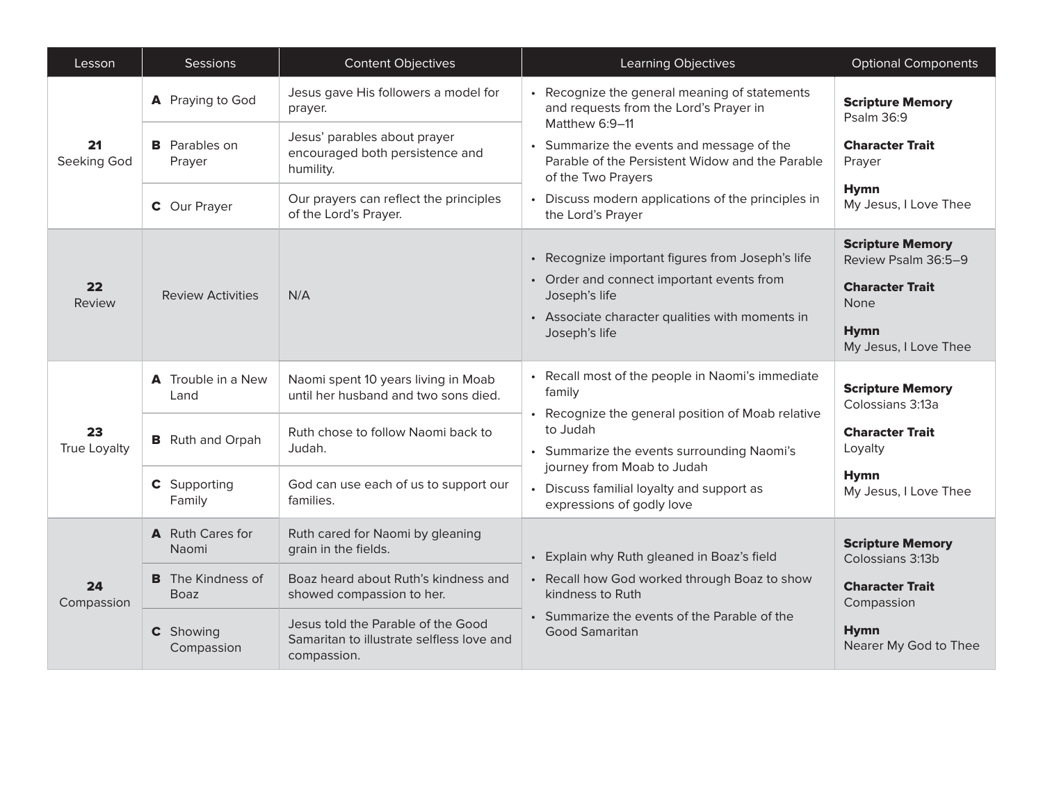| Lesson | Sessions | Content Objectives | Learning Objectives | Optional Components |
| --- | --- | --- | --- | --- |
| **21** Seeking God | **A** Praying to God | Jesus gave His followers a model for prayer. | • Recognize the general meaning of statements and requests from the Lord's Prayer in Matthew 6:9–11 • Summarize the events and message of the Parable of the Persistent Widow and the Parable of the Two Prayers • Discuss modern applications of the principles in the Lord's Prayer | **Scripture Memory** Psalm 36:9 **Character Trait** Prayer **Hymn** My Jesus, I Love Thee |
| | **B** Parables on Prayer | Jesus' parables about prayer encouraged both persistence and humility. | | |
| | **C** Our Prayer | Our prayers can reflect the principles of the Lord's Prayer. | | |
| **22** Review | Review Activities | N/A | • Recognize important figures from Joseph's life • Order and connect important events from Joseph's life • Associate character qualities with moments in Joseph's life | **Scripture Memory** Review Psalm 36:5–9 **Character Trait** None **Hymn** My Jesus, I Love Thee |
| **23** True Loyalty | **A** Trouble in a New Land | Naomi spent 10 years living in Moab until her husband and two sons died. | • Recall most of the people in Naomi's immediate family • Recognize the general position of Moab relative to Judah • Summarize the events surrounding Naomi's journey from Moab to Judah • Discuss familial loyalty and support as expressions of godly love | **Scripture Memory** Colossians 3:13a **Character Trait** Loyalty **Hymn** My Jesus, I Love Thee |
| | **B** Ruth and Orpah | Ruth chose to follow Naomi back to Judah. | | |
| | **C** Supporting Family | God can use each of us to support our families. | | |
| **24** Compassion | **A** Ruth Cares for Naomi | Ruth cared for Naomi by gleaning grain in the fields. | • Explain why Ruth gleaned in Boaz's field • Recall how God worked through Boaz to show kindness to Ruth • Summarize the events of the Parable of the Good Samaritan | **Scripture Memory** Colossians 3:13b **Character Trait** Compassion **Hymn** Nearer My God to Thee |
| | **B** The Kindness of Boaz | Boaz heard about Ruth's kindness and showed compassion to her. | | |
| | **C** Showing Compassion | Jesus told the Parable of the Good Samaritan to illustrate selfless love and compassion. | | |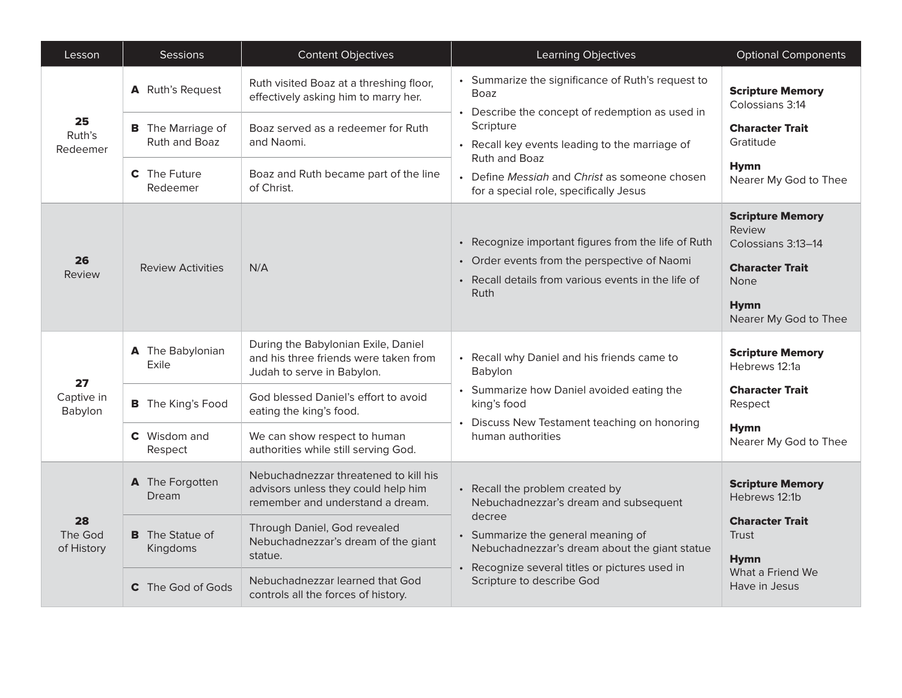| Lesson | Sessions | Content Objectives | Learning Objectives | Optional Components |
|---|---|---|---|---|
| **25** Ruth's Redeemer | **A** Ruth's Request | Ruth visited Boaz at a threshing floor, effectively asking him to marry her. | • Summarize the significance of Ruth's request to Boaz<br>• Describe the concept of redemption as used in Scripture<br>• Recall key events leading to the marriage of Ruth and Boaz<br>• Define *Messiah* and *Christ* as someone chosen for a special role, specifically Jesus | **Scripture Memory** Colossians 3:14<br>**Character Trait** Gratitude<br>**Hymn** Nearer My God to Thee |
| | **B** The Marriage of Ruth and Boaz | Boaz served as a redeemer for Ruth and Naomi. | | |
| | **C** The Future Redeemer | Boaz and Ruth became part of the line of Christ. | | |
| **26** Review | Review Activities | N/A | • Recognize important figures from the life of Ruth<br>• Order events from the perspective of Naomi<br>• Recall details from various events in the life of Ruth | **Scripture Memory** Review Colossians 3:13–14<br>**Character Trait** None<br>**Hymn** Nearer My God to Thee |
| **27** Captive in Babylon | **A** The Babylonian Exile | During the Babylonian Exile, Daniel and his three friends were taken from Judah to serve in Babylon. | • Recall why Daniel and his friends came to Babylon<br>• Summarize how Daniel avoided eating the king's food<br>• Discuss New Testament teaching on honoring human authorities | **Scripture Memory** Hebrews 12:1a<br>**Character Trait** Respect<br>**Hymn** Nearer My God to Thee |
| | **B** The King's Food | God blessed Daniel's effort to avoid eating the king's food. | | |
| | **C** Wisdom and Respect | We can show respect to human authorities while still serving God. | | |
| **28** The God of History | **A** The Forgotten Dream | Nebuchadnezzar threatened to kill his advisors unless they could help him remember and understand a dream. | • Recall the problem created by Nebuchadnezzar's dream and subsequent decree<br>• Summarize the general meaning of Nebuchadnezzar's dream about the giant statue<br>• Recognize several titles or pictures used in Scripture to describe God | **Scripture Memory** Hebrews 12:1b<br>**Character Trait** Trust<br>**Hymn** What a Friend We Have in Jesus |
| | **B** The Statue of Kingdoms | Through Daniel, God revealed Nebuchadnezzar's dream of the giant statue. | | |
| | **C** The God of Gods | Nebuchadnezzar learned that God controls all the forces of history. | | |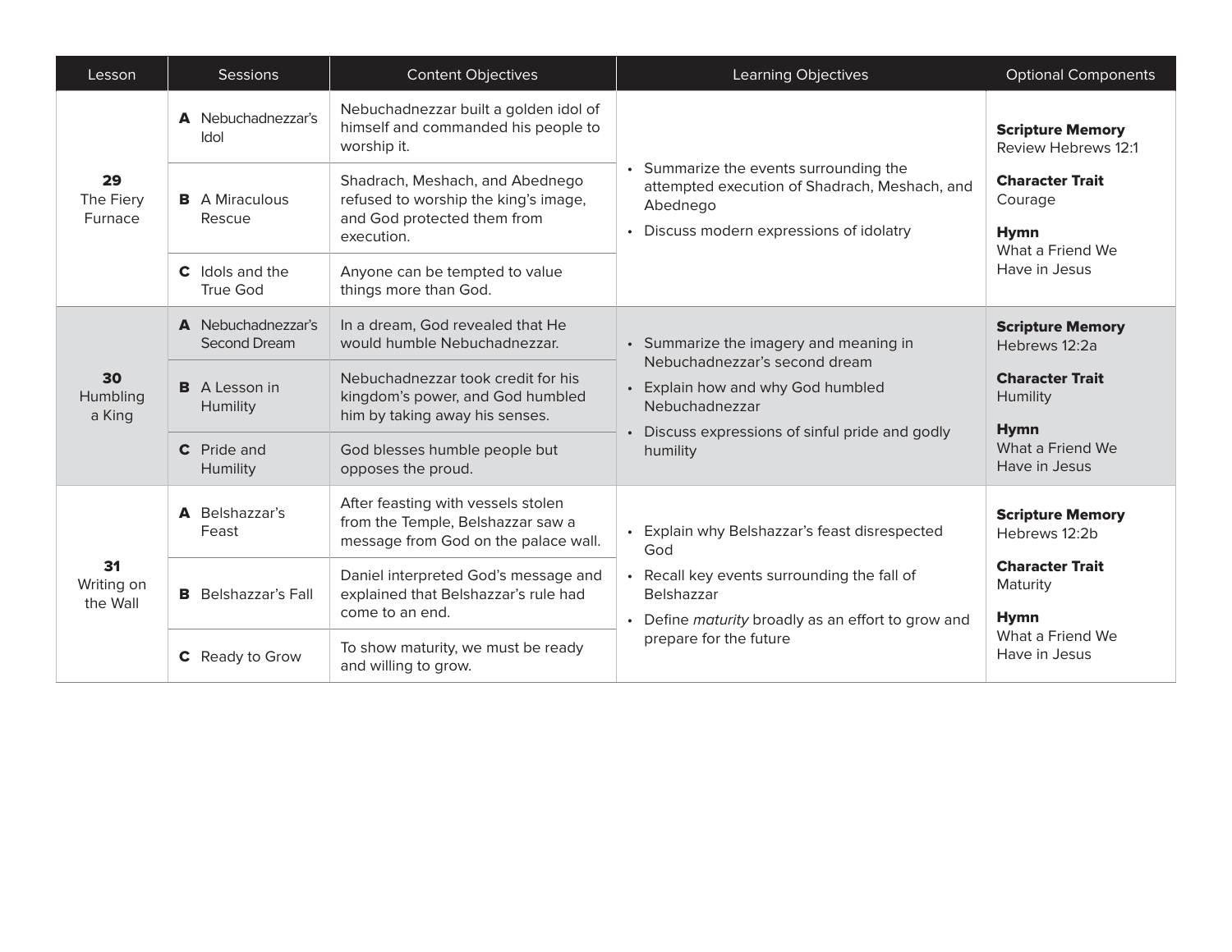| Lesson | Sessions | Content Objectives | Learning Objectives | Optional Components |
|---|---|---|---|---|
| **29** The Fiery Furnace | **A** Nebuchadnezzar's Idol | Nebuchadnezzar built a golden idol of himself and commanded his people to worship it. | • Summarize the events surrounding the attempted execution of Shadrach, Meshach, and Abednego<br>• Discuss modern expressions of idolatry | **Scripture Memory** Review Hebrews 12:1<br>**Character Trait** Courage<br>**Hymn** What a Friend We Have in Jesus |
| | **B** A Miraculous Rescue | Shadrach, Meshach, and Abednego refused to worship the king's image, and God protected them from execution. | | |
| | **C** Idols and the True God | Anyone can be tempted to value things more than God. | | |
| **30** Humbling a King | **A** Nebuchadnezzar's Second Dream | In a dream, God revealed that He would humble Nebuchadnezzar. | • Summarize the imagery and meaning in Nebuchadnezzar's second dream<br>• Explain how and why God humbled Nebuchadnezzar<br>• Discuss expressions of sinful pride and godly humility | **Scripture Memory** Hebrews 12:2a<br>**Character Trait** Humility<br>**Hymn** What a Friend We Have in Jesus |
| | **B** A Lesson in Humility | Nebuchadnezzar took credit for his kingdom's power, and God humbled him by taking away his senses. | | |
| | **C** Pride and Humility | God blesses humble people but opposes the proud. | | |
| **31** Writing on the Wall | **A** Belshazzar's Feast | After feasting with vessels stolen from the Temple, Belshazzar saw a message from God on the palace wall. | • Explain why Belshazzar's feast disrespected God<br>• Recall key events surrounding the fall of Belshazzar<br>• Define *maturity* broadly as an effort to grow and prepare for the future | **Scripture Memory** Hebrews 12:2b<br>**Character Trait** Maturity<br>**Hymn** What a Friend We Have in Jesus |
| | **B** Belshazzar's Fall | Daniel interpreted God's message and explained that Belshazzar's rule had come to an end. | | |
| | **C** Ready to Grow | To show maturity, we must be ready and willing to grow. | | |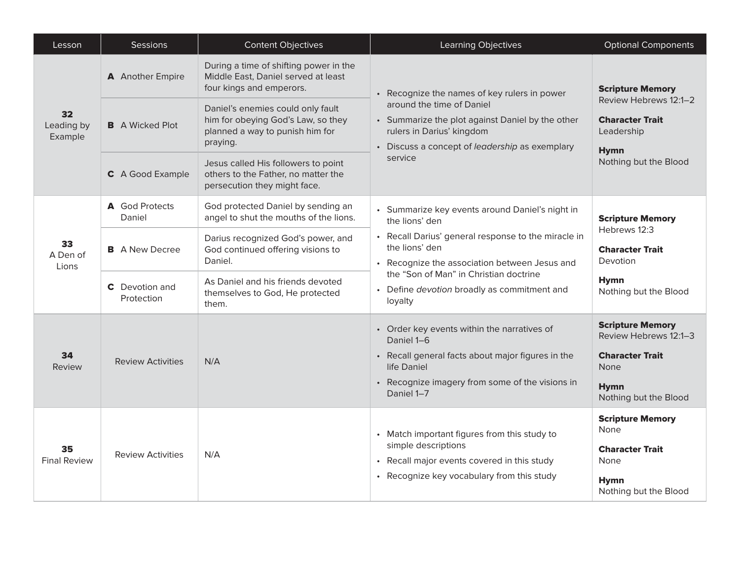| Lesson | Sessions | Content Objectives | Learning Objectives | Optional Components |
| --- | --- | --- | --- | --- |
| **32** Leading by Example | **A** Another Empire | During a time of shifting power in the Middle East, Daniel served at least four kings and emperors. | • Recognize the names of key rulers in power around the time of Daniel<br>• Summarize the plot against Daniel by the other rulers in Darius' kingdom<br>• Discuss a concept of *leadership* as exemplary service | **Scripture Memory**<br>Review Hebrews 12:1–2<br>**Character Trait**<br>Leadership<br>**Hymn**<br>Nothing but the Blood |
| | **B** A Wicked Plot | Daniel's enemies could only fault him for obeying God's Law, so they planned a way to punish him for praying. | | |
| | **C** A Good Example | Jesus called His followers to point others to the Father, no matter the persecution they might face. | | |
| **33** A Den of Lions | **A** God Protects Daniel | God protected Daniel by sending an angel to shut the mouths of the lions. | • Summarize key events around Daniel's night in the lions' den<br>• Recall Darius' general response to the miracle in the lions' den<br>• Recognize the association between Jesus and the "Son of Man" in Christian doctrine<br>• Define *devotion* broadly as commitment and loyalty | **Scripture Memory**<br>Hebrews 12:3<br>**Character Trait**<br>Devotion<br>**Hymn**<br>Nothing but the Blood |
| | **B** A New Decree | Darius recognized God's power, and God continued offering visions to Daniel. | | |
| | **C** Devotion and Protection | As Daniel and his friends devoted themselves to God, He protected them. | | |
| **34** Review | Review Activities | N/A | • Order key events within the narratives of Daniel 1–6<br>• Recall general facts about major figures in the life Daniel<br>• Recognize imagery from some of the visions in Daniel 1–7 | **Scripture Memory**<br>Review Hebrews 12:1–3<br>**Character Trait**<br>None<br>**Hymn**<br>Nothing but the Blood |
| **35** Final Review | Review Activities | N/A | • Match important figures from this study to simple descriptions<br>• Recall major events covered in this study<br>• Recognize key vocabulary from this study | **Scripture Memory**<br>None<br>**Character Trait**<br>None<br>**Hymn**<br>Nothing but the Blood |